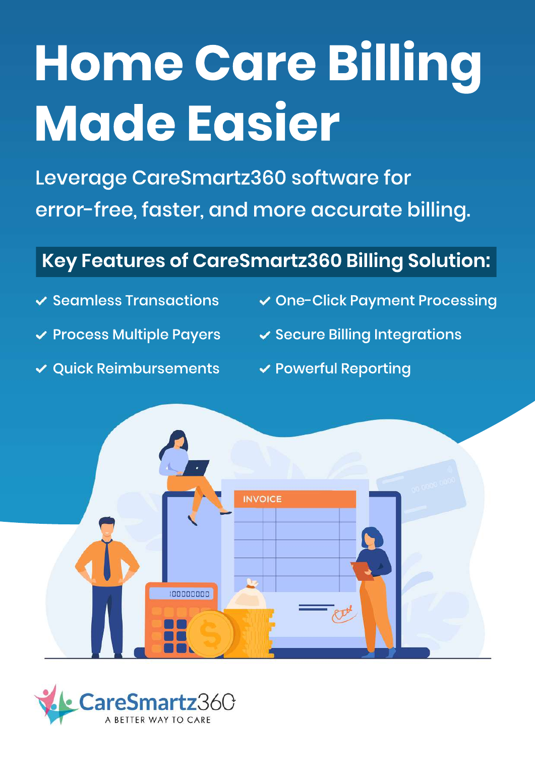# Home Care Billing Made Easier

Leverage CareSmartz360 software for error-free, faster, and more accurate billing.

## Key Features of CareSmartz360 Billing Solution:

- Seamless Transactions
- Process Multiple Payers
- Quick Reimbursements
- One-Click Payment Processing
- Secure Billing Integrations
- Powerful Reporting

CareSmartz360

A BETTER WAY TO CARE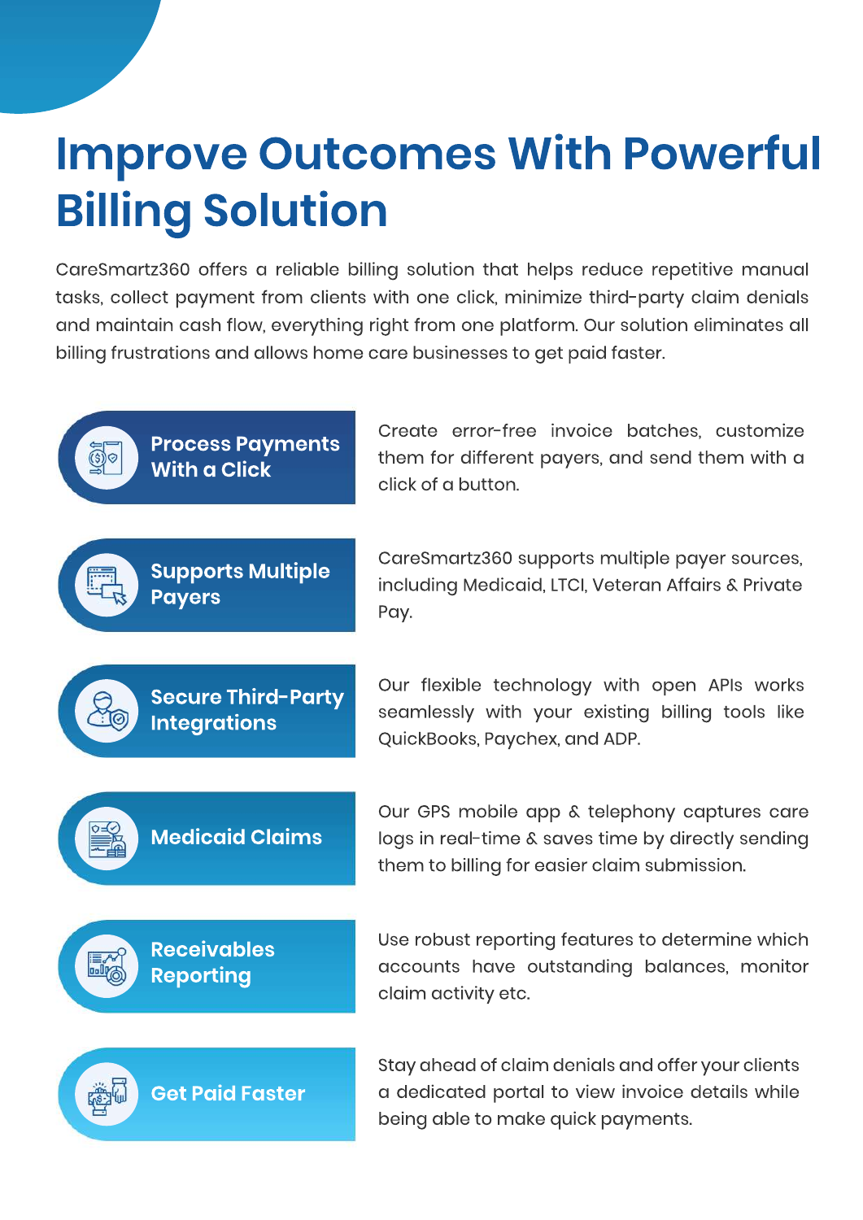# Improve Outcomes With Powerful Billing Solution

CareSmartz360 offers a reliable billing solution that helps reduce repetitive manual tasks, collect payment from clients with one click, minimize third-party claim denials and maintain cash flow, everything right from one platform. Our solution eliminates all billing frustrations and allows home care businesses to get paid faster.

### Process Payments With a Click

Create error-free invoice batches, customize them for different payers, and send them with a click of a button.

### Supports Multiple Payers

CareSmartz360 supports multiple payer sources, including Medicaid, LTCI, Veteran Affairs & Private Pay.

### Secure Third-Party Integrations

Our flexible technology with open APIs works seamlessly with your existing billing tools like QuickBooks, Paychex, and ADP.

### Medicaid Claims

Our GPS mobile app & telephony captures care logs in real-time & saves time by directly sending them to billing for easier claim submission.

### Receivables Reporting

Use robust reporting features to determine which accounts have outstanding balances, monitor claim activity etc.

### Get Paid Faster

Stay ahead of claim denials and offer your clients a dedicated portal to view invoice details while being able to make quick payments.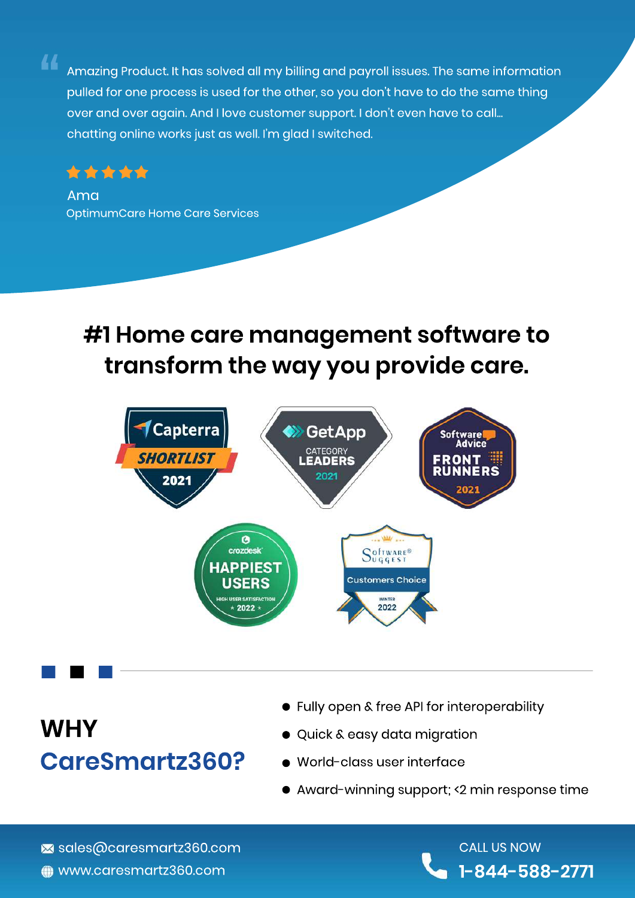> Amazing Product. It has solved all my billing and payroll issues. The same information pulled for one process is used for the other, so you don't have to do the same thing over and over again. And I love customer support. I don't even have to call... chatting online works just as well. I'm glad I switched.

★★★★★

Ama
OptimumCare Home Care Services

# #1 Home care management software to transform the way you provide care.

Capterra SHORTLIST 2021

GetApp CATEGORY LEADERS 2021

Software Advice FRONT RUNNERS 2021

crozdesk HAPPIEST USERS HIGH USER SATISFACTION 2022

Software Suggest Customers Choice WINTER 2022

## WHY CareSmartz360?

- Fully open & free API for interoperability
- Quick & easy data migration
- World-class user interface
- Award-winning support; <2 min response time

sales@caresmartz360.com
www.caresmartz360.com

CALL US NOW
**1-844-588-2771**